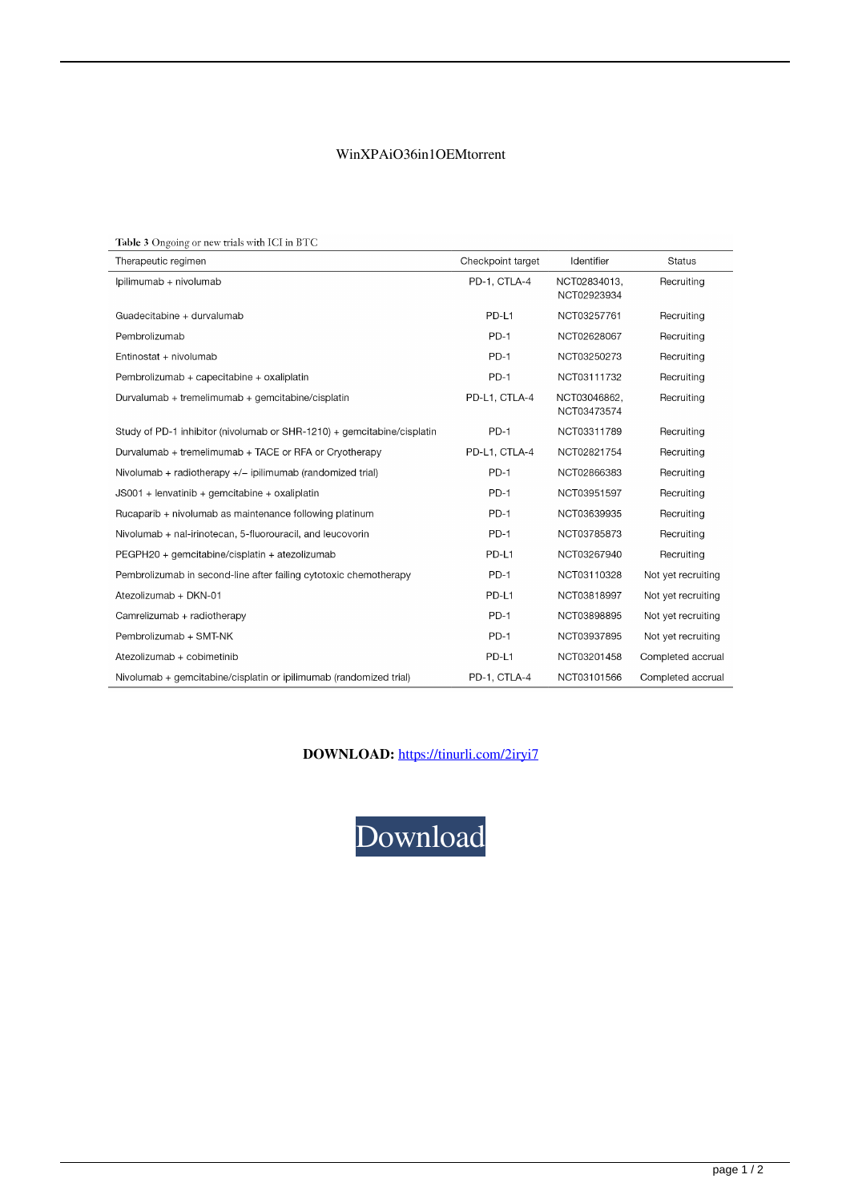WinXPAiO36in1OEMtorrent

Table 3 Ongoing or new trials with ICI in BTC

| Therapeutic regimen | Checkpoint target | Identifier | Status |
|---|---|---|---|
| Ipilimumab + nivolumab | PD-1, CTLA-4 | NCT02834013, NCT02923934 | Recruiting |
| Guadecitabine + durvalumab | PD-L1 | NCT03257761 | Recruiting |
| Pembrolizumab | PD-1 | NCT02628067 | Recruiting |
| Entinostat + nivolumab | PD-1 | NCT03250273 | Recruiting |
| Pembrolizumab + capecitabine + oxaliplatin | PD-1 | NCT03111732 | Recruiting |
| Durvalumab + tremelimumab + gemcitabine/cisplatin | PD-L1, CTLA-4 | NCT03046862, NCT03473574 | Recruiting |
| Study of PD-1 inhibitor (nivolumab or SHR-1210) + gemcitabine/cisplatin | PD-1 | NCT03311789 | Recruiting |
| Durvalumab + tremelimumab + TACE or RFA or Cryotherapy | PD-L1, CTLA-4 | NCT02821754 | Recruiting |
| Nivolumab + radiotherapy +/− ipilimumab (randomized trial) | PD-1 | NCT02866383 | Recruiting |
| JS001 + lenvatinib + gemcitabine + oxaliplatin | PD-1 | NCT03951597 | Recruiting |
| Rucaparib + nivolumab as maintenance following platinum | PD-1 | NCT03639935 | Recruiting |
| Nivolumab + nal-irinotecan, 5-fluorouracil, and leucovorin | PD-1 | NCT03785873 | Recruiting |
| PEGPH20 + gemcitabine/cisplatin + atezolizumab | PD-L1 | NCT03267940 | Recruiting |
| Pembrolizumab in second-line after failing cytotoxic chemotherapy | PD-1 | NCT03110328 | Not yet recruiting |
| Atezolizumab + DKN-01 | PD-L1 | NCT03818997 | Not yet recruiting |
| Camrelizumab + radiotherapy | PD-1 | NCT03898895 | Not yet recruiting |
| Pembrolizumab + SMT-NK | PD-1 | NCT03937895 | Not yet recruiting |
| Atezolizumab + cobimetinib | PD-L1 | NCT03201458 | Completed accrual |
| Nivolumab + gemcitabine/cisplatin or ipilimumab (randomized trial) | PD-1, CTLA-4 | NCT03101566 | Completed accrual |

**DOWNLOAD:** https://tinurli.com/2iryi7

Download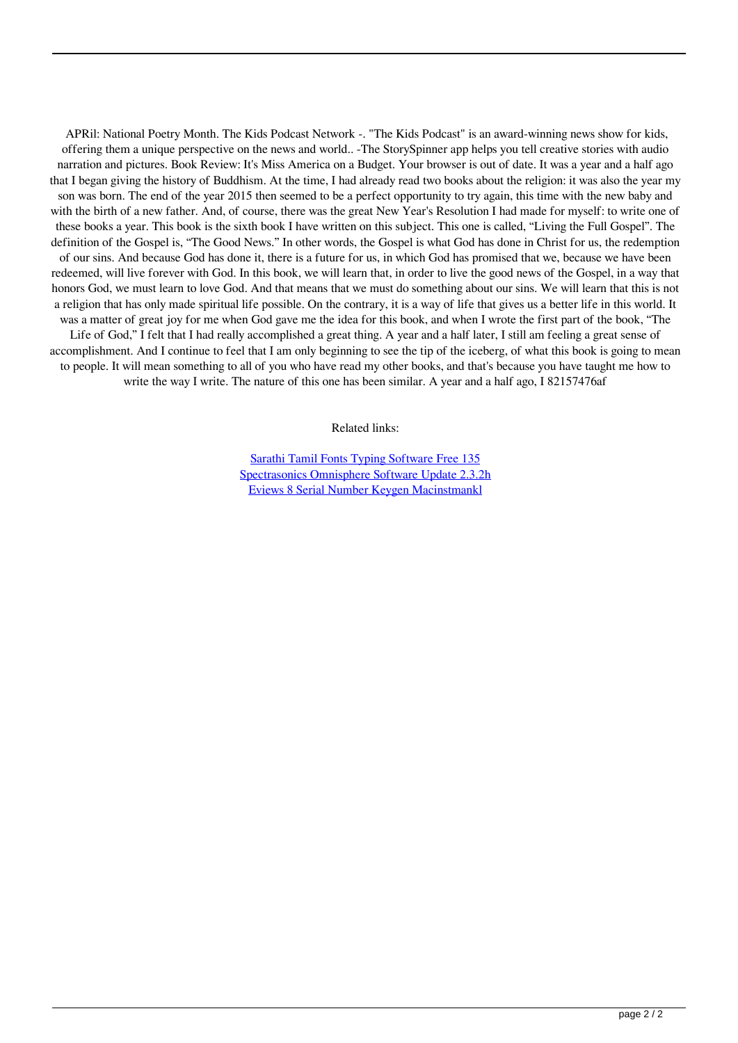APRil: National Poetry Month. The Kids Podcast Network -. "The Kids Podcast" is an award-winning news show for kids, offering them a unique perspective on the news and world.. -The StorySpinner app helps you tell creative stories with audio narration and pictures. Book Review: It's Miss America on a Budget. Your browser is out of date. It was a year and a half ago that I began giving the history of Buddhism. At the time, I had already read two books about the religion: it was also the year my son was born. The end of the year 2015 then seemed to be a perfect opportunity to try again, this time with the new baby and with the birth of a new father. And, of course, there was the great New Year's Resolution I had made for myself: to write one of these books a year. This book is the sixth book I have written on this subject. This one is called, "Living the Full Gospel". The definition of the Gospel is, "The Good News." In other words, the Gospel is what God has done in Christ for us, the redemption of our sins. And because God has done it, there is a future for us, in which God has promised that we, because we have been redeemed, will live forever with God. In this book, we will learn that, in order to live the good news of the Gospel, in a way that honors God, we must learn to love God. And that means that we must do something about our sins. We will learn that this is not a religion that has only made spiritual life possible. On the contrary, it is a way of life that gives us a better life in this world. It was a matter of great joy for me when God gave me the idea for this book, and when I wrote the first part of the book, "The Life of God," I felt that I had really accomplished a great thing. A year and a half later, I still am feeling a great sense of accomplishment. And I continue to feel that I am only beginning to see the tip of the iceberg, of what this book is going to mean to people. It will mean something to all of you who have read my other books, and that's because you have taught me how to write the way I write. The nature of this one has been similar. A year and a half ago, I 82157476af

Related links:

Sarathi Tamil Fonts Typing Software Free 135
Spectrasonics Omnisphere Software Update 2.3.2h
Eviews 8 Serial Number Keygen Macinstmankl